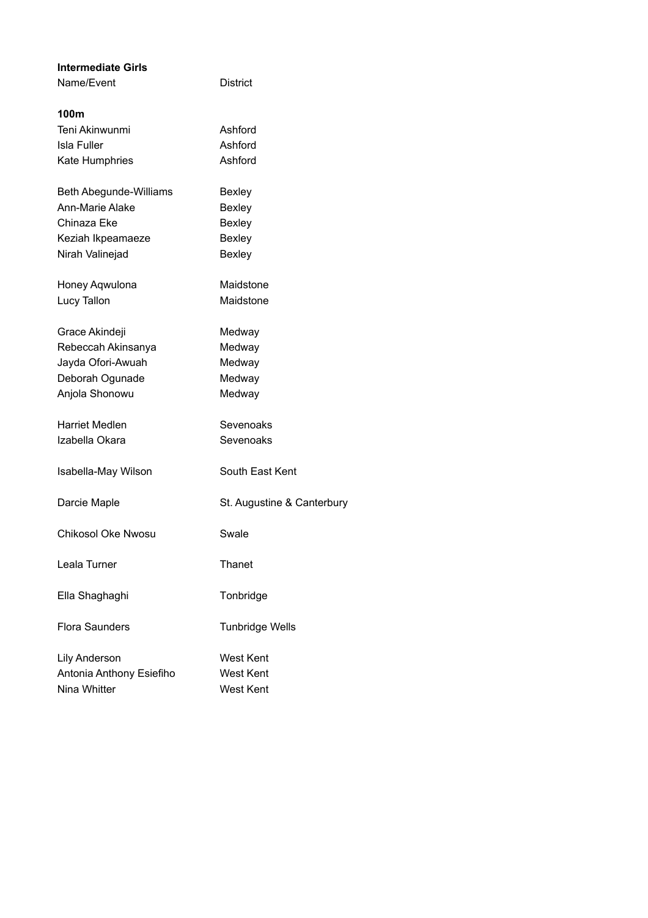**Intermediate Girls**

| Name/Event | District |
|---|---|
| **100m** | |
| Teni Akinwunmi | Ashford |
| Isla Fuller | Ashford |
| Kate Humphries | Ashford |
| | |
| Beth Abegunde-Williams | Bexley |
| Ann-Marie Alake | Bexley |
| Chinaza Eke | Bexley |
| Keziah Ikpeamaeze | Bexley |
| Nirah Valinejad | Bexley |
| | |
| Honey Aqwulona | Maidstone |
| Lucy Tallon | Maidstone |
| | |
| Grace Akindeji | Medway |
| Rebeccah Akinsanya | Medway |
| Jayda Ofori-Awuah | Medway |
| Deborah Ogunade | Medway |
| Anjola Shonowu | Medway |
| | |
| Harriet Medlen | Sevenoaks |
| Izabella Okara | Sevenoaks |
| | |
| Isabella-May Wilson | South East Kent |
| | |
| Darcie Maple | St. Augustine & Canterbury |
| | |
| Chikosol Oke Nwosu | Swale |
| | |
| Leala Turner | Thanet |
| | |
| Ella Shaghaghi | Tonbridge |
| | |
| Flora Saunders | Tunbridge Wells |
| | |
| Lily Anderson | West Kent |
| Antonia Anthony Esiefiho | West Kent |
| Nina Whitter | West Kent |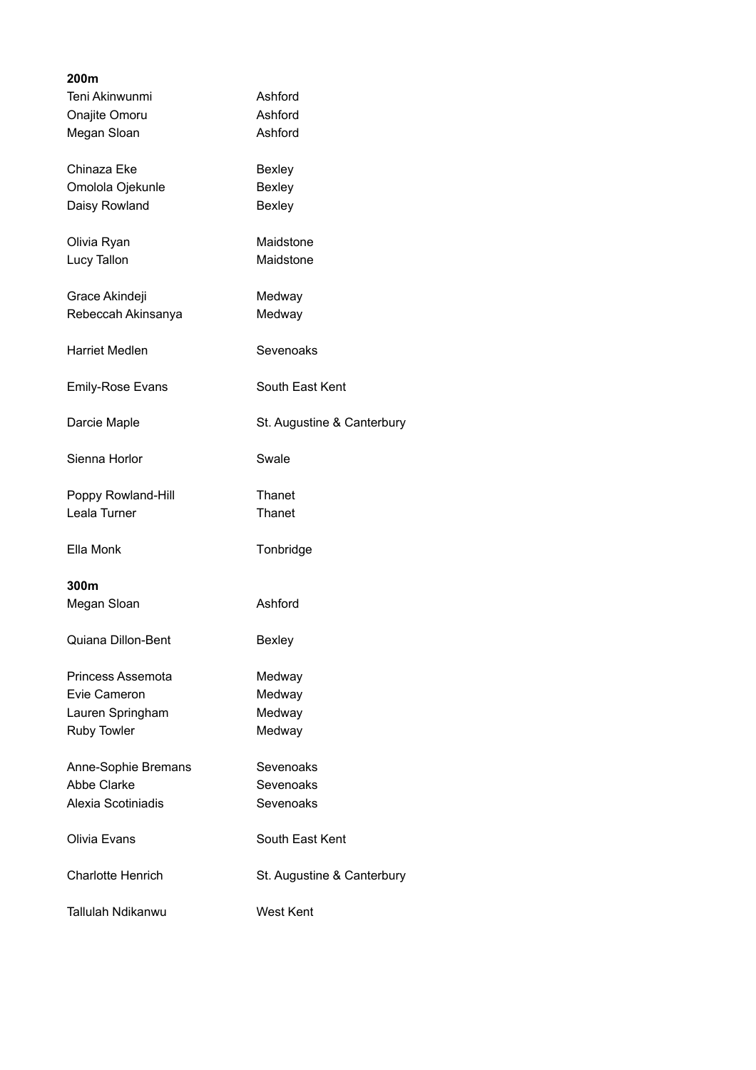**200m**

| | |
|---|---|
| Teni Akinwunmi | Ashford |
| Onajite Omoru | Ashford |
| Megan Sloan | Ashford |
| | |
| Chinaza Eke | Bexley |
| Omolola Ojekunle | Bexley |
| Daisy Rowland | Bexley |
| | |
| Olivia Ryan | Maidstone |
| Lucy Tallon | Maidstone |
| | |
| Grace Akindeji | Medway |
| Rebeccah Akinsanya | Medway |
| | |
| Harriet Medlen | Sevenoaks |
| | |
| Emily-Rose Evans | South East Kent |
| | |
| Darcie Maple | St. Augustine & Canterbury |
| | |
| Sienna Horlor | Swale |
| | |
| Poppy Rowland-Hill | Thanet |
| Leala Turner | Thanet |
| | |
| Ella Monk | Tonbridge |

**300m**

| | |
|---|---|
| Megan Sloan | Ashford |
| | |
| Quiana Dillon-Bent | Bexley |
| | |
| Princess Assemota | Medway |
| Evie Cameron | Medway |
| Lauren Springham | Medway |
| Ruby Towler | Medway |
| | |
| Anne-Sophie Bremans | Sevenoaks |
| Abbe Clarke | Sevenoaks |
| Alexia Scotiniadis | Sevenoaks |
| | |
| Olivia Evans | South East Kent |
| | |
| Charlotte Henrich | St. Augustine & Canterbury |
| | |
| Tallulah Ndikanwu | West Kent |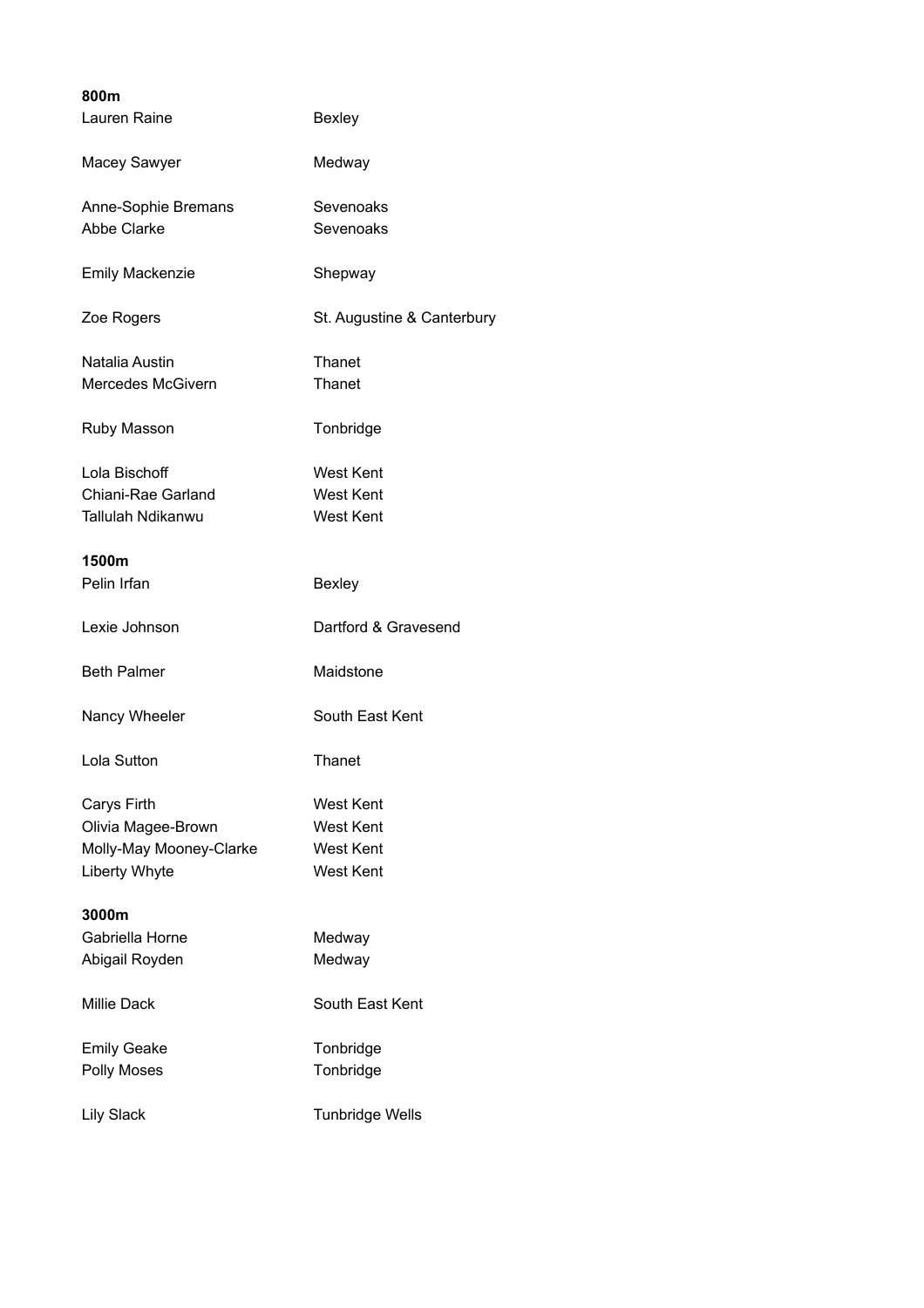**800m**

| | |
|---|---|
| Lauren Raine | Bexley |
| | |
| Macey Sawyer | Medway |
| | |
| Anne-Sophie Bremans | Sevenoaks |
| Abbe Clarke | Sevenoaks |
| | |
| Emily Mackenzie | Shepway |
| | |
| Zoe Rogers | St. Augustine & Canterbury |
| | |
| Natalia Austin | Thanet |
| Mercedes McGivern | Thanet |
| | |
| Ruby Masson | Tonbridge |
| | |
| Lola Bischoff | West Kent |
| Chiani-Rae Garland | West Kent |
| Tallulah Ndikanwu | West Kent |

**1500m**

| | |
|---|---|
| Pelin Irfan | Bexley |
| | |
| Lexie Johnson | Dartford & Gravesend |
| | |
| Beth Palmer | Maidstone |
| | |
| Nancy Wheeler | South East Kent |
| | |
| Lola Sutton | Thanet |
| | |
| Carys Firth | West Kent |
| Olivia Magee-Brown | West Kent |
| Molly-May Mooney-Clarke | West Kent |
| Liberty Whyte | West Kent |

**3000m**

| | |
|---|---|
| Gabriella Horne | Medway |
| Abigail Royden | Medway |
| | |
| Millie Dack | South East Kent |
| | |
| Emily Geake | Tonbridge |
| Polly Moses | Tonbridge |
| | |
| Lily Slack | Tunbridge Wells |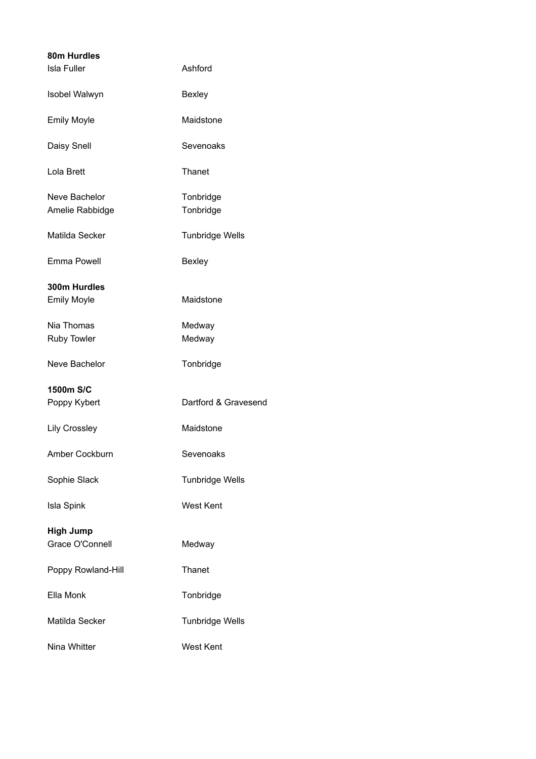**80m Hurdles**

| | |
|---|---|
| Isla Fuller | Ashford |
| Isobel Walwyn | Bexley |
| Emily Moyle | Maidstone |
| Daisy Snell | Sevenoaks |
| Lola Brett | Thanet |
| Neve Bachelor | Tonbridge |
| Amelie Rabbidge | Tonbridge |
| Matilda Secker | Tunbridge Wells |
| Emma Powell | Bexley |

**300m Hurdles**

| | |
|---|---|
| Emily Moyle | Maidstone |
| Nia Thomas | Medway |
| Ruby Towler | Medway |
| Neve Bachelor | Tonbridge |

**1500m S/C**

| | |
|---|---|
| Poppy Kybert | Dartford & Gravesend |
| Lily Crossley | Maidstone |
| Amber Cockburn | Sevenoaks |
| Sophie Slack | Tunbridge Wells |
| Isla Spink | West Kent |

**High Jump**

| | |
|---|---|
| Grace O'Connell | Medway |
| Poppy Rowland-Hill | Thanet |
| Ella Monk | Tonbridge |
| Matilda Secker | Tunbridge Wells |
| Nina Whitter | West Kent |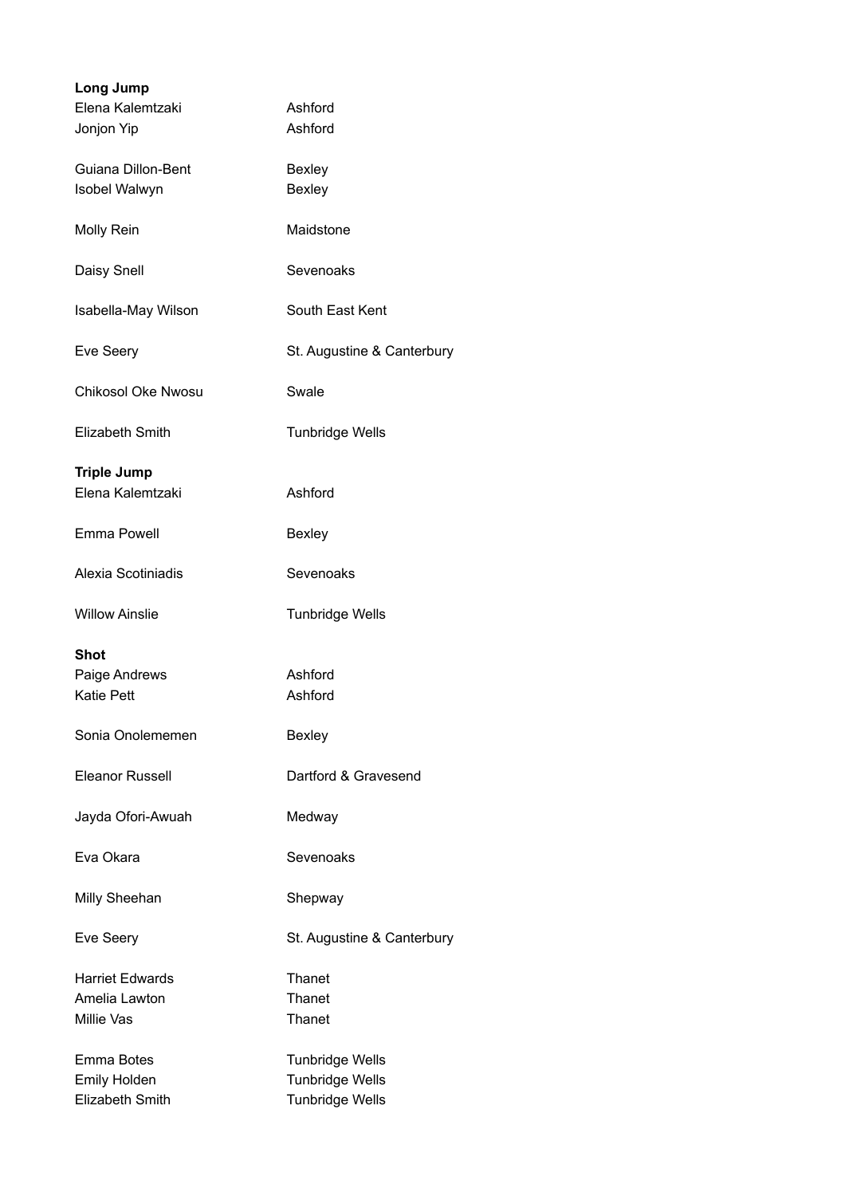**Long Jump**

| | |
|---|---|
| Elena Kalemtzaki | Ashford |
| Jonjon Yip | Ashford |
| Guiana Dillon-Bent | Bexley |
| Isobel Walwyn | Bexley |
| Molly Rein | Maidstone |
| Daisy Snell | Sevenoaks |
| Isabella-May Wilson | South East Kent |
| Eve Seery | St. Augustine & Canterbury |
| Chikosol Oke Nwosu | Swale |
| Elizabeth Smith | Tunbridge Wells |

**Triple Jump**

| | |
|---|---|
| Elena Kalemtzaki | Ashford |
| Emma Powell | Bexley |
| Alexia Scotiniadis | Sevenoaks |
| Willow Ainslie | Tunbridge Wells |

**Shot**

| | |
|---|---|
| Paige Andrews | Ashford |
| Katie Pett | Ashford |
| Sonia Onolememen | Bexley |
| Eleanor Russell | Dartford & Gravesend |
| Jayda Ofori-Awuah | Medway |
| Eva Okara | Sevenoaks |
| Milly Sheehan | Shepway |
| Eve Seery | St. Augustine & Canterbury |
| Harriet Edwards | Thanet |
| Amelia Lawton | Thanet |
| Millie Vas | Thanet |
| Emma Botes | Tunbridge Wells |
| Emily Holden | Tunbridge Wells |
| Elizabeth Smith | Tunbridge Wells |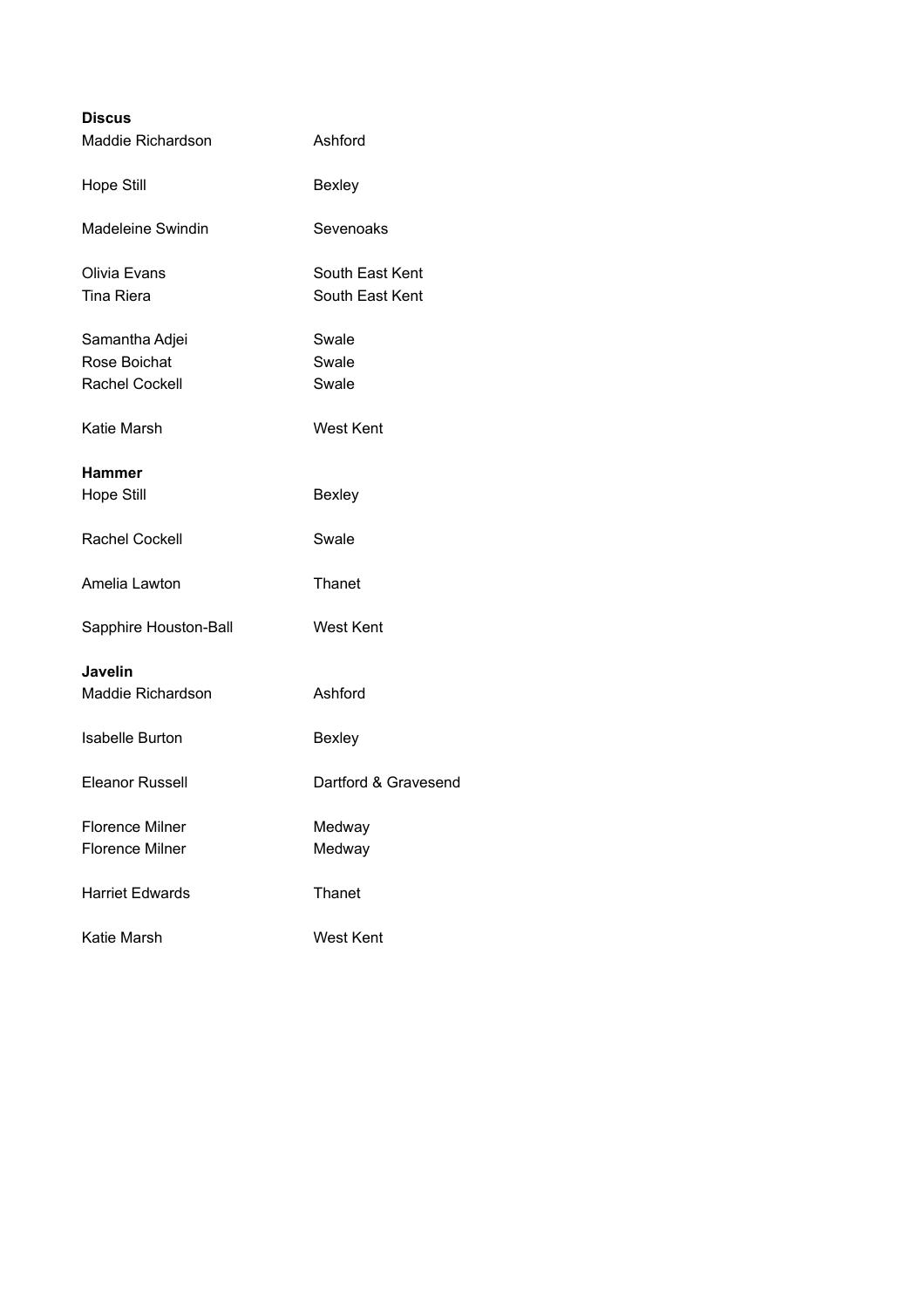**Discus**

| | |
|---|---|
| Maddie Richardson | Ashford |
| Hope Still | Bexley |
| Madeleine Swindin | Sevenoaks |
| Olivia Evans | South East Kent |
| Tina Riera | South East Kent |
| Samantha Adjei | Swale |
| Rose Boichat | Swale |
| Rachel Cockell | Swale |
| Katie Marsh | West Kent |

**Hammer**

| | |
|---|---|
| Hope Still | Bexley |
| Rachel Cockell | Swale |
| Amelia Lawton | Thanet |
| Sapphire Houston-Ball | West Kent |

**Javelin**

| | |
|---|---|
| Maddie Richardson | Ashford |
| Isabelle Burton | Bexley |
| Eleanor Russell | Dartford & Gravesend |
| Florence Milner | Medway |
| Florence Milner | Medway |
| Harriet Edwards | Thanet |
| Katie Marsh | West Kent |